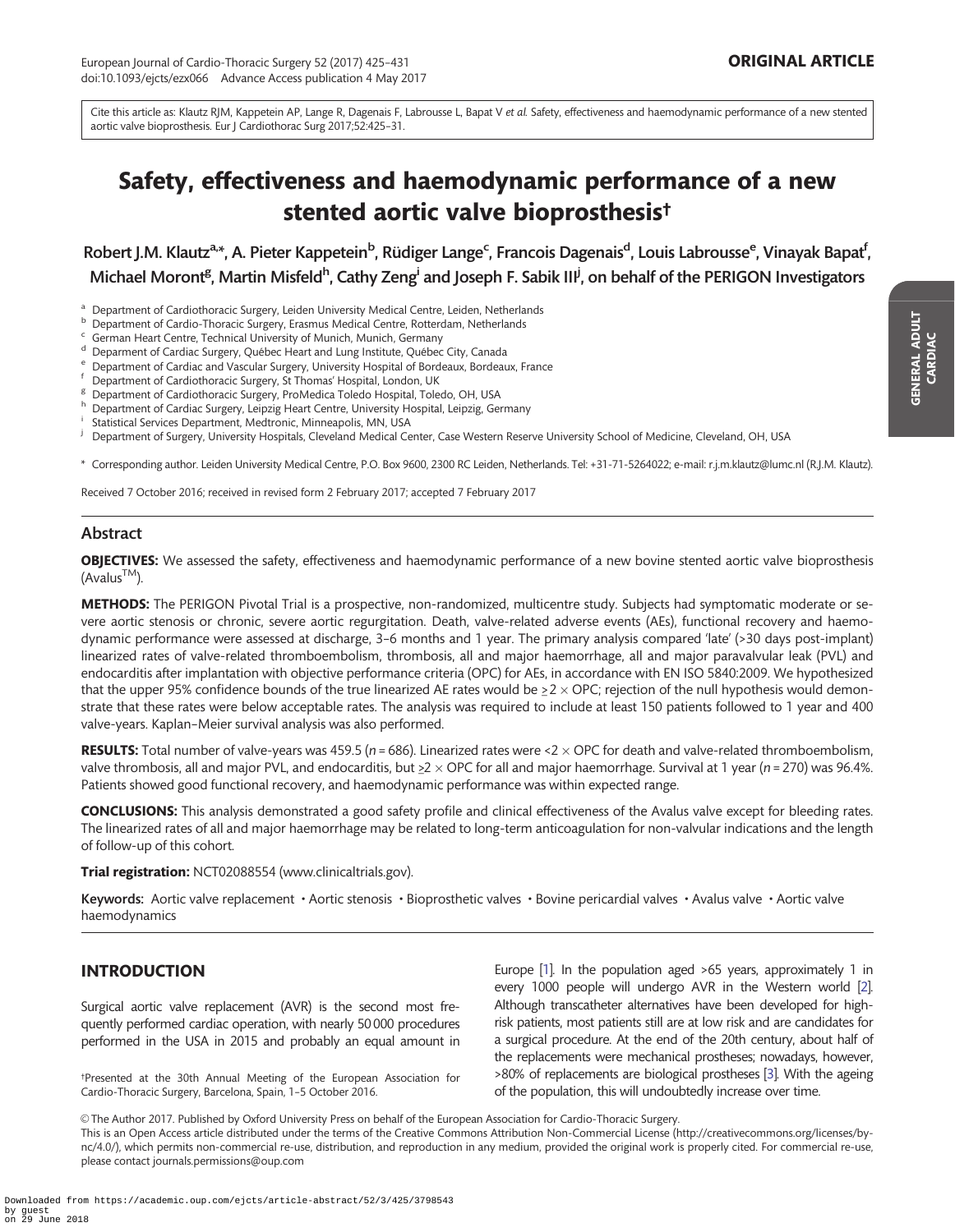**ORIGINAL ARTICLE**

Cite this article as: Klautz RJM, Kappetein AP, Lange R, Dagenais F, Labrousse L, Bapat V *et al.* Safety, effectiveness and haemodynamic performance of a new stented aortic valve bioprosthesis. Eur J Cardiothorac Surg 2017;52:425–31.

# Safety, effectiveness and haemodynamic performance of a new stented aortic valve bioprosthesis†

**Robert J.M. Klautz[a,*], A. Pieter Kappetein[b], Rüdiger Lange[c], Francois Dagenais[d], Louis Labrousse[e], Vinayak Bapat[f], Michael Moront[g], Martin Misfeld[h], Cathy Zeng[i] and Joseph F. Sabik III[j], on behalf of the PERIGON Investigators**

[a] Department of Cardiothoracic Surgery, Leiden University Medical Centre, Leiden, Netherlands
[b] Department of Cardio-Thoracic Surgery, Erasmus Medical Centre, Rotterdam, Netherlands
[c] German Heart Centre, Technical University of Munich, Munich, Germany
[d] Deparment of Cardiac Surgery, Québec Heart and Lung Institute, Québec City, Canada
[e] Department of Cardiac and Vascular Surgery, University Hospital of Bordeaux, Bordeaux, France
[f] Department of Cardiothoracic Surgery, St Thomas' Hospital, London, UK
[g] Department of Cardiothoracic Surgery, ProMedica Toledo Hospital, Toledo, OH, USA
[h] Department of Cardiac Surgery, Leipzig Heart Centre, University Hospital, Leipzig, Germany
[i] Statistical Services Department, Medtronic, Minneapolis, MN, USA
[j] Department of Surgery, University Hospitals, Cleveland Medical Center, Case Western Reserve University School of Medicine, Cleveland, OH, USA

\* Corresponding author. Leiden University Medical Centre, P.O. Box 9600, 2300 RC Leiden, Netherlands. Tel: +31-71-5264022; e-mail: r.j.m.klautz@lumc.nl (R.J.M. Klautz).

Received 7 October 2016; received in revised form 2 February 2017; accepted 7 February 2017

## Abstract

**OBJECTIVES:** We assessed the safety, effectiveness and haemodynamic performance of a new bovine stented aortic valve bioprosthesis (Avalus™).

**METHODS:** The PERIGON Pivotal Trial is a prospective, non-randomized, multicentre study. Subjects had symptomatic moderate or severe aortic stenosis or chronic, severe aortic regurgitation. Death, valve-related adverse events (AEs), functional recovery and haemodynamic performance were assessed at discharge, 3–6 months and 1 year. The primary analysis compared 'late' (>30 days post-implant) linearized rates of valve-related thromboembolism, thrombosis, all and major haemorrhage, all and major paravalvular leak (PVL) and endocarditis after implantation with objective performance criteria (OPC) for AEs, in accordance with EN ISO 5840:2009. We hypothesized that the upper 95% confidence bounds of the true linearized AE rates would be $\geq 2 \times$ OPC; rejection of the null hypothesis would demonstrate that these rates were below acceptable rates. The analysis was required to include at least 150 patients followed to 1 year and 400 valve-years. Kaplan–Meier survival analysis was also performed.

**RESULTS:** Total number of valve-years was 459.5 ($n$ = 686). Linearized rates were $<2 \times$ OPC for death and valve-related thromboembolism, valve thrombosis, all and major PVL, and endocarditis, but $\geq 2 \times$ OPC for all and major haemorrhage. Survival at 1 year ($n$ = 270) was 96.4%. Patients showed good functional recovery, and haemodynamic performance was within expected range.

**CONCLUSIONS:** This analysis demonstrated a good safety profile and clinical effectiveness of the Avalus valve except for bleeding rates. The linearized rates of all and major haemorrhage may be related to long-term anticoagulation for non-valvular indications and the length of follow-up of this cohort.

**Trial registration:** NCT02088554 (www.clinicaltrials.gov).

**Keywords:** Aortic valve replacement • Aortic stenosis • Bioprosthetic valves • Bovine pericardial valves • Avalus valve • Aortic valve haemodynamics

## INTRODUCTION

Surgical aortic valve replacement (AVR) is the second most frequently performed cardiac operation, with nearly 50 000 procedures performed in the USA in 2015 and probably an equal amount in Europe [1]. In the population aged >65 years, approximately 1 in every 1000 people will undergo AVR in the Western world [2]. Although transcatheter alternatives have been developed for high-risk patients, most patients still are at low risk and are candidates for a surgical procedure. At the end of the 20th century, about half of the replacements were mechanical prostheses; nowadays, however, >80% of replacements are biological prostheses [3]. With the ageing of the population, this will undoubtedly increase over time.

†Presented at the 30th Annual Meeting of the European Association for Cardio-Thoracic Surgery, Barcelona, Spain, 1–5 October 2016.

© The Author 2017. Published by Oxford University Press on behalf of the European Association for Cardio-Thoracic Surgery.
This is an Open Access article distributed under the terms of the Creative Commons Attribution Non-Commercial License (http://creativecommons.org/licenses/by-nc/4.0/), which permits non-commercial re-use, distribution, and reproduction in any medium, provided the original work is properly cited. For commercial re-use, please contact journals.permissions@oup.com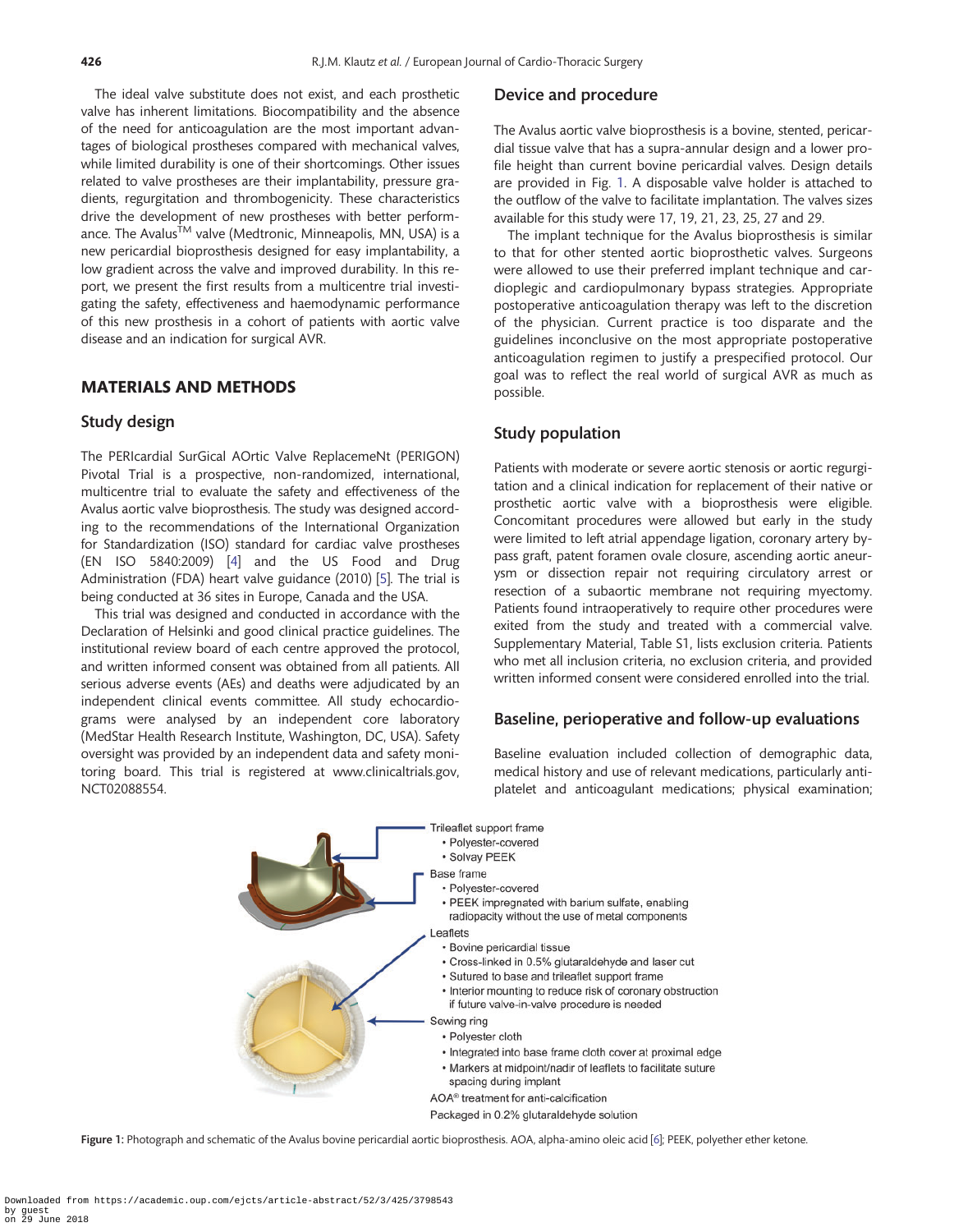The ideal valve substitute does not exist, and each prosthetic valve has inherent limitations. Biocompatibility and the absence of the need for anticoagulation are the most important advantages of biological prostheses compared with mechanical valves, while limited durability is one of their shortcomings. Other issues related to valve prostheses are their implantability, pressure gradients, regurgitation and thrombogenicity. These characteristics drive the development of new prostheses with better performance. The Avalus[TM] valve (Medtronic, Minneapolis, MN, USA) is a new pericardial bioprosthesis designed for easy implantability, a low gradient across the valve and improved durability. In this report, we present the first results from a multicentre trial investigating the safety, effectiveness and haemodynamic performance of this new prosthesis in a cohort of patients with aortic valve disease and an indication for surgical AVR.

## MATERIALS AND METHODS

### Study design

The PERIcardial SurGical AOrtic Valve ReplacemeNt (PERIGON) Pivotal Trial is a prospective, non-randomized, international, multicentre trial to evaluate the safety and effectiveness of the Avalus aortic valve bioprosthesis. The study was designed according to the recommendations of the International Organization for Standardization (ISO) standard for cardiac valve prostheses (EN ISO 5840:2009) [4] and the US Food and Drug Administration (FDA) heart valve guidance (2010) [5]. The trial is being conducted at 36 sites in Europe, Canada and the USA.

This trial was designed and conducted in accordance with the Declaration of Helsinki and good clinical practice guidelines. The institutional review board of each centre approved the protocol, and written informed consent was obtained from all patients. All serious adverse events (AEs) and deaths were adjudicated by an independent clinical events committee. All study echocardiograms were analysed by an independent core laboratory (MedStar Health Research Institute, Washington, DC, USA). Safety oversight was provided by an independent data and safety monitoring board. This trial is registered at www.clinicaltrials.gov, NCT02088554.

### Device and procedure

The Avalus aortic valve bioprosthesis is a bovine, stented, pericardial tissue valve that has a supra-annular design and a lower profile height than current bovine pericardial valves. Design details are provided in Fig. 1. A disposable valve holder is attached to the outflow of the valve to facilitate implantation. The valves sizes available for this study were 17, 19, 21, 23, 25, 27 and 29.

The implant technique for the Avalus bioprosthesis is similar to that for other stented aortic bioprosthetic valves. Surgeons were allowed to use their preferred implant technique and cardioplegic and cardiopulmonary bypass strategies. Appropriate postoperative anticoagulation therapy was left to the discretion of the physician. Current practice is too disparate and the guidelines inconclusive on the most appropriate postoperative anticoagulation regimen to justify a prespecified protocol. Our goal was to reflect the real world of surgical AVR as much as possible.

### Study population

Patients with moderate or severe aortic stenosis or aortic regurgitation and a clinical indication for replacement of their native or prosthetic aortic valve with a bioprosthesis were eligible. Concomitant procedures were allowed but early in the study were limited to left atrial appendage ligation, coronary artery bypass graft, patent foramen ovale closure, ascending aortic aneurysm or dissection repair not requiring circulatory arrest or resection of a subaortic membrane not requiring myectomy. Patients found intraoperatively to require other procedures were exited from the study and treated with a commercial valve. Supplementary Material, Table S1, lists exclusion criteria. Patients who met all inclusion criteria, no exclusion criteria, and provided written informed consent were considered enrolled into the trial.

### Baseline, perioperative and follow-up evaluations

Baseline evaluation included collection of demographic data, medical history and use of relevant medications, particularly antiplatelet and anticoagulant medications; physical examination;

Trileaflet support frame
- Polyester-covered
- Solvay PEEK

Base frame
- Polyester-covered
- PEEK impregnated with barium sulfate, enabling radiopacity without the use of metal components

Leaflets
- Bovine pericardial tissue
- Cross-linked in 0.5% glutaraldehyde and laser cut
- Sutured to base and trileaflet support frame
- Interior mounting to reduce risk of coronary obstruction if future valve-in-valve procedure is needed

Sewing ring
- Polyester cloth
- Integrated into base frame cloth cover at proximal edge
- Markers at midpoint/nadir of leaflets to facilitate suture spacing during implant

AOA® treatment for anti-calcification

Packaged in 0.2% glutaraldehyde solution

**Figure 1:** Photograph and schematic of the Avalus bovine pericardial aortic bioprosthesis. AOA, alpha-amino oleic acid [6]; PEEK, polyether ether ketone.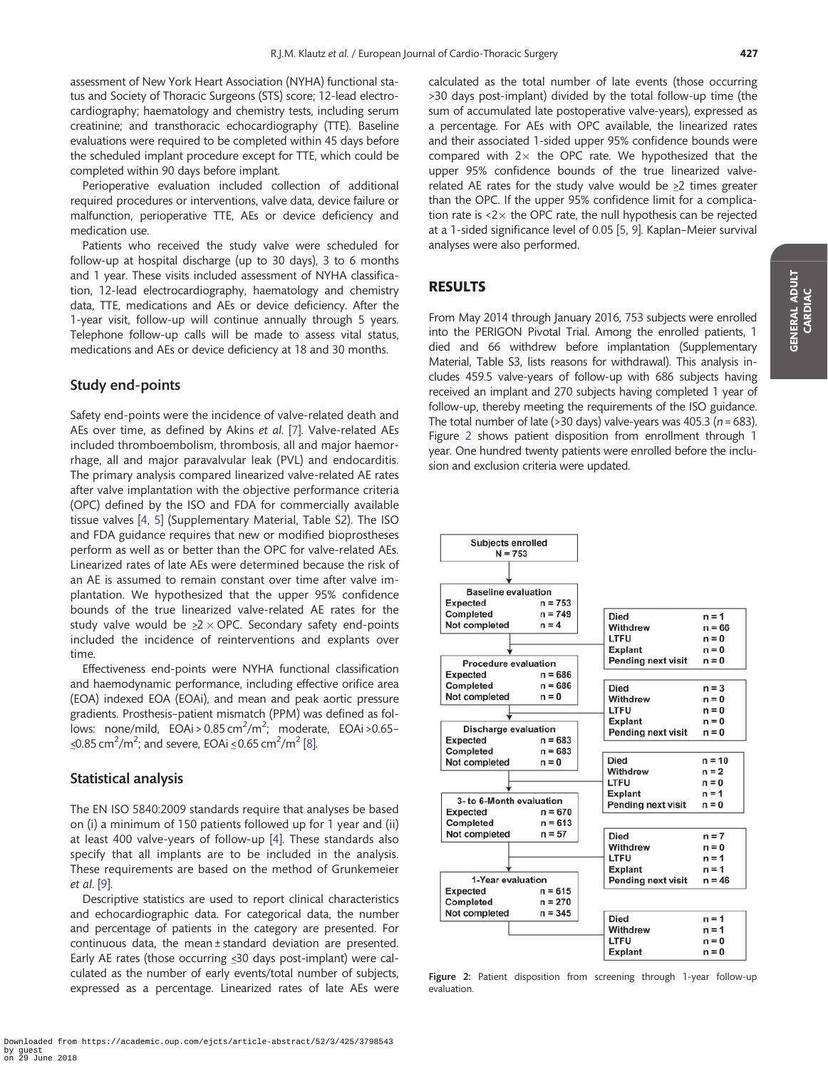assessment of New York Heart Association (NYHA) functional status and Society of Thoracic Surgeons (STS) score; 12-lead electrocardiography; haematology and chemistry tests, including serum creatinine; and transthoracic echocardiography (TTE). Baseline evaluations were required to be completed within 45 days before the scheduled implant procedure except for TTE, which could be completed within 90 days before implant.

Perioperative evaluation included collection of additional required procedures or interventions, valve data, device failure or malfunction, perioperative TTE, AEs or device deficiency and medication use.

Patients who received the study valve were scheduled for follow-up at hospital discharge (up to 30 days), 3 to 6 months and 1 year. These visits included assessment of NYHA classification, 12-lead electrocardiography, haematology and chemistry data, TTE, medications and AEs or device deficiency. After the 1-year visit, follow-up will continue annually through 5 years. Telephone follow-up calls will be made to assess vital status, medications and AEs or device deficiency at 18 and 30 months.

## Study end-points

Safety end-points were the incidence of valve-related death and AEs over time, as defined by Akins *et al.* [7]. Valve-related AEs included thromboembolism, thrombosis, all and major haemorrhage, all and major paravalvular leak (PVL) and endocarditis. The primary analysis compared linearized valve-related AE rates after valve implantation with the objective performance criteria (OPC) defined by the ISO and FDA for commercially available tissue valves [4, 5] (Supplementary Material, Table S2). The ISO and FDA guidance requires that new or modified bioprostheses perform as well as or better than the OPC for valve-related AEs. Linearized rates of late AEs were determined because the risk of an AE is assumed to remain constant over time after valve implantation. We hypothesized that the upper 95% confidence bounds of the true linearized valve-related AE rates for the study valve would be $\geq 2 \times$ OPC. Secondary safety end-points included the incidence of reinterventions and explants over time.

Effectiveness end-points were NYHA functional classification and haemodynamic performance, including effective orifice area (EOA) indexed EOA (EOAi), and mean and peak aortic pressure gradients. Prosthesis–patient mismatch (PPM) was defined as follows: none/mild, EOAi > 0.85 $cm^2/m^2$; moderate, EOAi >0.65–$\leq$0.85 $cm^2/m^2$; and severe, EOAi $\leq$ 0.65 $cm^2/m^2$ [8].

## Statistical analysis

The EN ISO 5840:2009 standards require that analyses be based on (i) a minimum of 150 patients followed up for 1 year and (ii) at least 400 valve-years of follow-up [4]. These standards also specify that all implants are to be included in the analysis. These requirements are based on the method of Grunkemeier *et al*. [9].

Descriptive statistics are used to report clinical characteristics and echocardiographic data. For categorical data, the number and percentage of patients in the category are presented. For continuous data, the mean ± standard deviation are presented. Early AE rates (those occurring $\leq$30 days post-implant) were calculated as the number of early events/total number of subjects, expressed as a percentage. Linearized rates of late AEs were calculated as the total number of late events (those occurring >30 days post-implant) divided by the total follow-up time (the sum of accumulated late postoperative valve-years), expressed as a percentage. For AEs with OPC available, the linearized rates and their associated 1-sided upper 95% confidence bounds were compared with $2\times$ the OPC rate. We hypothesized that the upper 95% confidence bounds of the true linearized valve-related AE rates for the study valve would be $\geq$2 times greater than the OPC. If the upper 95% confidence limit for a complication rate is $<2\times$ the OPC rate, the null hypothesis can be rejected at a 1-sided significance level of 0.05 [5, 9]. Kaplan–Meier survival analyses were also performed.

## RESULTS

From May 2014 through January 2016, 753 subjects were enrolled into the PERIGON Pivotal Trial. Among the enrolled patients, 1 died and 66 withdrew before implantation (Supplementary Material, Table S3, lists reasons for withdrawal). This analysis includes 459.5 valve-years of follow-up with 686 subjects having received an implant and 270 subjects having completed 1 year of follow-up, thereby meeting the requirements of the ISO guidance. The total number of late (>30 days) valve-years was 405.3 ($n$ = 683). Figure 2 shows patient disposition from enrollment through 1 year. One hundred twenty patients were enrolled before the inclusion and exclusion criteria were updated.

Subjects enrolled N = 753

| Evaluation | Expected | Completed | Not completed |
|---|---|---|---|
| Baseline evaluation | n = 753 | n = 749 | n = 4 |
| Procedure evaluation | n = 686 | n = 686 | n = 0 |
| Discharge evaluation | n = 683 | n = 683 | n = 0 |
| 3- to 6-Month evaluation | n = 670 | n = 613 | n = 57 |
| 1-Year evaluation | n = 615 | n = 270 | n = 345 |

| Interval | Died | Withdrew | LTFU | Explant | Pending next visit |
|---|---|---|---|---|---|
| Baseline → Procedure | n = 1 | n = 66 | n = 0 | n = 0 | n = 0 |
| Procedure → Discharge | n = 3 | n = 0 | n = 0 | n = 0 | n = 0 |
| Discharge → 3- to 6-Month | n = 10 | n = 2 | n = 0 | n = 1 | n = 0 |
| 3- to 6-Month → 1-Year | n = 7 | n = 0 | n = 1 | n = 1 | n = 46 |
| After 1-Year | n = 1 | n = 1 | n = 0 | n = 0 | |

**Figure 2:** Patient disposition from screening through 1-year follow-up evaluation.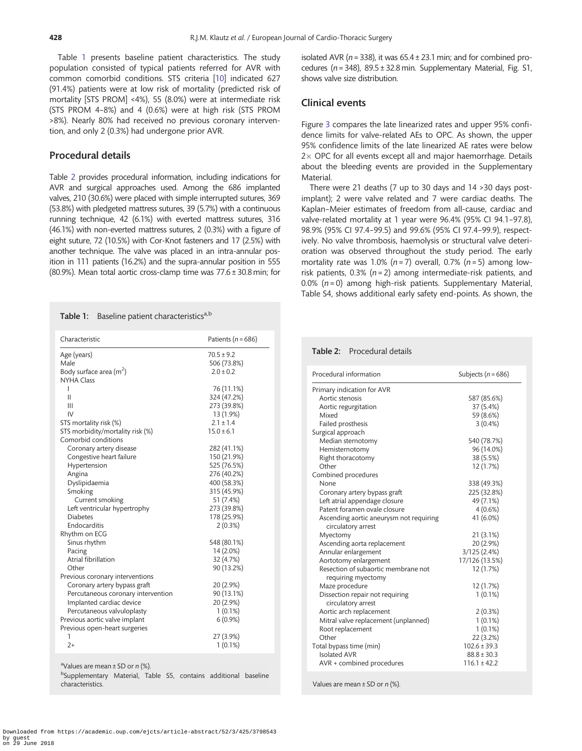Table 1 presents baseline patient characteristics. The study population consisted of typical patients referred for AVR with common comorbid conditions. STS criteria [10] indicated 627 (91.4%) patients were at low risk of mortality (predicted risk of mortality [STS PROM] <4%), 55 (8.0%) were at intermediate risk (STS PROM 4–8%) and 4 (0.6%) were at high risk (STS PROM >8%). Nearly 80% had received no previous coronary intervention, and only 2 (0.3%) had undergone prior AVR.

## Procedural details

Table 2 provides procedural information, including indications for AVR and surgical approaches used. Among the 686 implanted valves, 210 (30.6%) were placed with simple interrupted sutures, 369 (53.8%) with pledgeted mattress sutures, 39 (5.7%) with a continuous running technique, 42 (6.1%) with everted mattress sutures, 316 (46.1%) with non-everted mattress sutures, 2 (0.3%) with a figure of eight suture, 72 (10.5%) with Cor-Knot fasteners and 17 (2.5%) with another technique. The valve was placed in an intra-annular position in 111 patients (16.2%) and the supra-annular position in 555 (80.9%). Mean total aortic cross-clamp time was 77.6 ± 30.8 min; for isolated AVR ($n$ = 338), it was 65.4 ± 23.1 min; and for combined procedures ($n$ = 348), 89.5 ± 32.8 min. Supplementary Material, Fig. S1, shows valve size distribution.

## Clinical events

Figure 3 compares the late linearized rates and upper 95% confidence limits for valve-related AEs to OPC. As shown, the upper 95% confidence limits of the late linearized AE rates were below 2× OPC for all events except all and major haemorrhage. Details about the bleeding events are provided in the Supplementary Material.

There were 21 deaths (7 up to 30 days and 14 >30 days post-implant); 2 were valve related and 7 were cardiac deaths. The Kaplan–Meier estimates of freedom from all-cause, cardiac and valve-related mortality at 1 year were 96.4% (95% CI 94.1–97.8), 98.9% (95% CI 97.4–99.5) and 99.6% (95% CI 97.4–99.9), respectively. No valve thrombosis, haemolysis or structural valve deterioration was observed throughout the study period. The early mortality rate was 1.0% ($n$ = 7) overall, 0.7% ($n$ = 5) among low-risk patients, 0.3% ($n$ = 2) among intermediate-risk patients, and 0.0% ($n$ = 0) among high-risk patients. Supplementary Material, Table S4, shows additional early safety end-points. As shown, the

**Table 1:** Baseline patient characteristics[a,b]

| Characteristic | Patients ($n$ = 686) |
|---|---|
| Age (years) | 70.5 ± 9.2 |
| Male | 506 (73.8%) |
| Body surface area (m$^2$) | 2.0 ± 0.2 |
| NYHA Class | |
| I | 76 (11.1%) |
| II | 324 (47.2%) |
| III | 273 (39.8%) |
| IV | 13 (1.9%) |
| STS mortality risk (%) | 2.1 ± 1.4 |
| STS morbidity/mortality risk (%) | 15.0 ± 6.1 |
| Comorbid conditions | |
| Coronary artery disease | 282 (41.1%) |
| Congestive heart failure | 150 (21.9%) |
| Hypertension | 525 (76.5%) |
| Angina | 276 (40.2%) |
| Dyslipidaemia | 400 (58.3%) |
| Smoking | 315 (45.9%) |
| Current smoking | 51 (7.4%) |
| Left ventricular hypertrophy | 273 (39.8%) |
| Diabetes | 178 (25.9%) |
| Endocarditis | 2 (0.3%) |
| Rhythm on ECG | |
| Sinus rhythm | 548 (80.1%) |
| Pacing | 14 (2.0%) |
| Atrial fibrillation | 32 (4.7%) |
| Other | 90 (13.2%) |
| Previous coronary interventions | |
| Coronary artery bypass graft | 20 (2.9%) |
| Percutaneous coronary intervention | 90 (13.1%) |
| Implanted cardiac device | 20 (2.9%) |
| Percutaneous valvuloplasty | 1 (0.1%) |
| Previous aortic valve implant | 6 (0.9%) |
| Previous open-heart surgeries | |
| 1 | 27 (3.9%) |
| 2+ | 1 (0.1%) |

[a]Values are mean ± SD or $n$ (%).

[b]Supplementary Material, Table S5, contains additional baseline characteristics.

**Table 2:** Procedural details

| Procedural information | Subjects ($n$ = 686) |
|---|---|
| Primary indication for AVR | |
| Aortic stenosis | 587 (85.6%) |
| Aortic regurgitation | 37 (5.4%) |
| Mixed | 59 (8.6%) |
| Failed prosthesis | 3 (0.4%) |
| Surgical approach | |
| Median sternotomy | 540 (78.7%) |
| Hemisternotomy | 96 (14.0%) |
| Right thoracotomy | 38 (5.5%) |
| Other | 12 (1.7%) |
| Combined procedures | |
| None | 338 (49.3%) |
| Coronary artery bypass graft | 225 (32.8%) |
| Left atrial appendage closure | 49 (7.1%) |
| Patent foramen ovale closure | 4 (0.6%) |
| Ascending aortic aneurysm not requiring circulatory arrest | 41 (6.0%) |
| Myectomy | 21 (3.1%) |
| Ascending aorta replacement | 20 (2.9%) |
| Annular enlargement | 3/125 (2.4%) |
| Aortotomy enlargement | 17/126 (13.5%) |
| Resection of subaortic membrane not requiring myectomy | 12 (1.7%) |
| Maze procedure | 12 (1.7%) |
| Dissection repair not requiring circulatory arrest | 1 (0.1%) |
| Aortic arch replacement | 2 (0.3%) |
| Mitral valve replacement (unplanned) | 1 (0.1%) |
| Root replacement | 1 (0.1%) |
| Other | 22 (3.2%) |
| Total bypass time (min) | 102.6 ± 39.3 |
| Isolated AVR | 88.8 ± 30.3 |
| AVR + combined procedures | 116.1 ± 42.2 |

Values are mean ± SD or $n$ (%).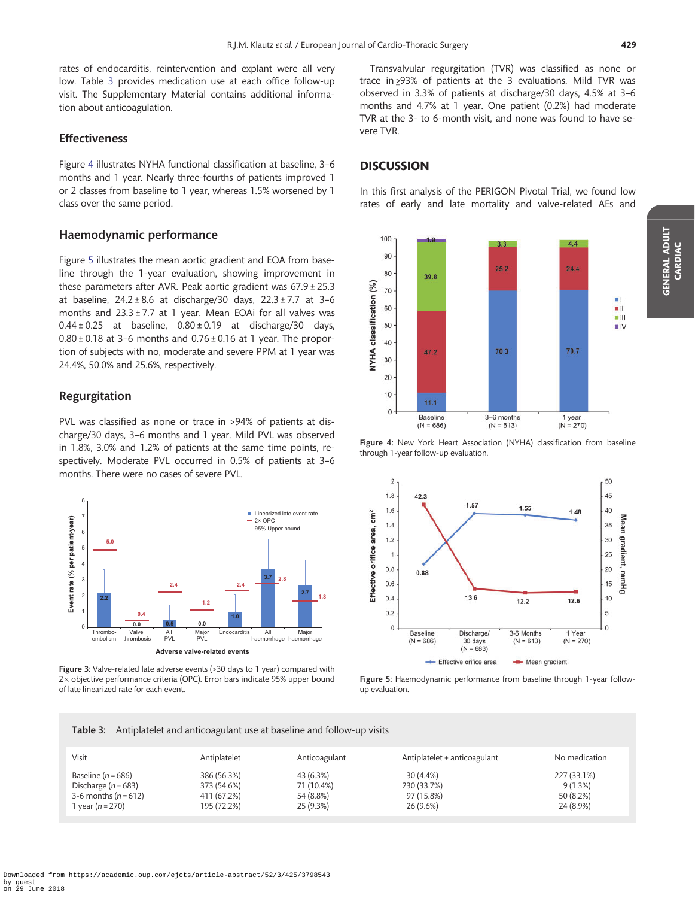rates of endocarditis, reintervention and explant were all very low. Table 3 provides medication use at each office follow-up visit. The Supplementary Material contains additional information about anticoagulation.

## Effectiveness

Figure 4 illustrates NYHA functional classification at baseline, 3–6 months and 1 year. Nearly three-fourths of patients improved 1 or 2 classes from baseline to 1 year, whereas 1.5% worsened by 1 class over the same period.

## Haemodynamic performance

Figure 5 illustrates the mean aortic gradient and EOA from baseline through the 1-year evaluation, showing improvement in these parameters after AVR. Peak aortic gradient was 67.9 ± 25.3 at baseline, 24.2 ± 8.6 at discharge/30 days, 22.3 ± 7.7 at 3–6 months and 23.3 ± 7.7 at 1 year. Mean EOAi for all valves was 0.44 ± 0.25 at baseline, 0.80 ± 0.19 at discharge/30 days, 0.80 ± 0.18 at 3–6 months and 0.76 ± 0.16 at 1 year. The proportion of subjects with no, moderate and severe PPM at 1 year was 24.4%, 50.0% and 25.6%, respectively.

## Regurgitation

PVL was classified as none or trace in >94% of patients at discharge/30 days, 3–6 months and 1 year. Mild PVL was observed in 1.8%, 3.0% and 1.2% of patients at the same time points, respectively. Moderate PVL occurred in 0.5% of patients at 3–6 months. There were no cases of severe PVL.

Figure 3: Valve-related late adverse events (>30 days to 1 year) compared with 2× objective performance criteria (OPC). Error bars indicate 95% upper bound of late linearized rate for each event.

Transvalvular regurgitation (TVR) was classified as none or trace in ≥93% of patients at the 3 evaluations. Mild TVR was observed in 3.3% of patients at discharge/30 days, 4.5% at 3–6 months and 4.7% at 1 year. One patient (0.2%) had moderate TVR at the 3- to 6-month visit, and none was found to have severe TVR.

## DISCUSSION

In this first analysis of the PERIGON Pivotal Trial, we found low rates of early and late mortality and valve-related AEs and

Figure 4: New York Heart Association (NYHA) classification from baseline through 1-year follow-up evaluation.

Figure 5: Haemodynamic performance from baseline through 1-year follow-up evaluation.

**Table 3:** Antiplatelet and anticoagulant use at baseline and follow-up visits

| Visit | Antiplatelet | Anticoagulant | Antiplatelet + anticoagulant | No medication |
|---|---|---|---|---|
| Baseline (*n* = 686) | 386 (56.3%) | 43 (6.3%) | 30 (4.4%) | 227 (33.1%) |
| Discharge (*n* = 683) | 373 (54.6%) | 71 (10.4%) | 230 (33.7%) | 9 (1.3%) |
| 3-6 months (*n* = 612) | 411 (67.2%) | 54 (8.8%) | 97 (15.8%) | 50 (8.2%) |
| 1 year (*n* = 270) | 195 (72.2%) | 25 (9.3%) | 26 (9.6%) | 24 (8.9%) |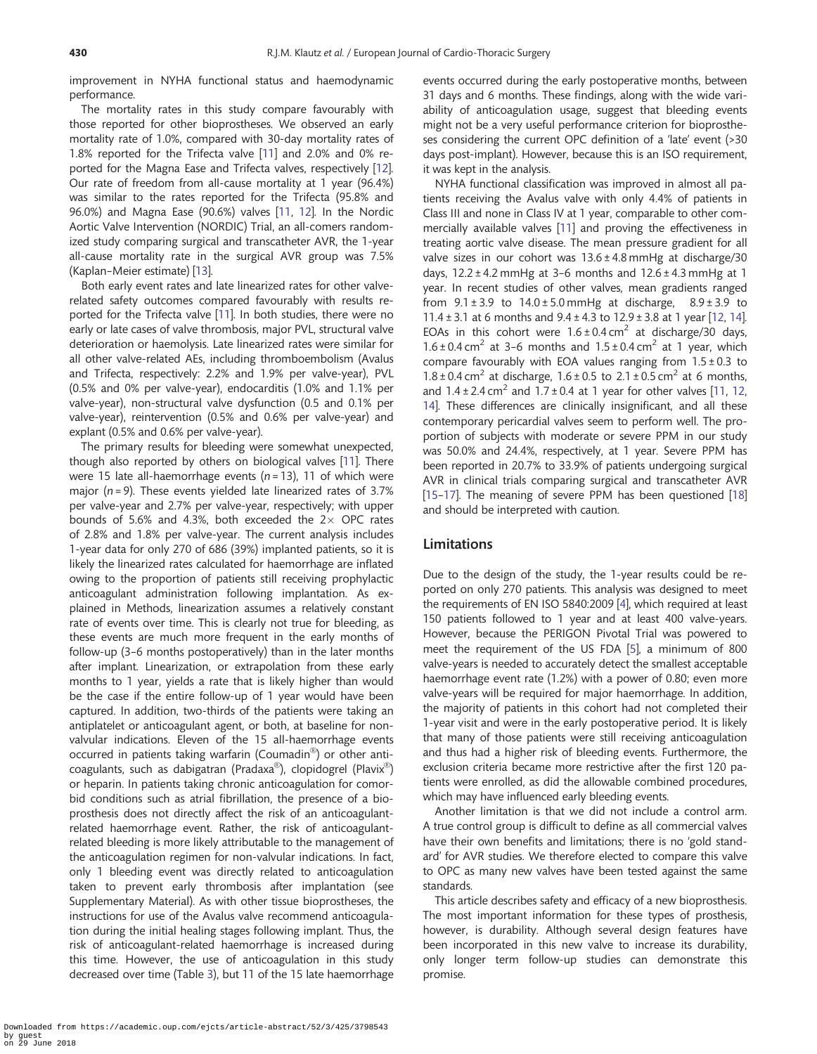improvement in NYHA functional status and haemodynamic performance.

The mortality rates in this study compare favourably with those reported for other bioprostheses. We observed an early mortality rate of 1.0%, compared with 30-day mortality rates of 1.8% reported for the Trifecta valve [11] and 2.0% and 0% reported for the Magna Ease and Trifecta valves, respectively [12]. Our rate of freedom from all-cause mortality at 1 year (96.4%) was similar to the rates reported for the Trifecta (95.8% and 96.0%) and Magna Ease (90.6%) valves [11, 12]. In the Nordic Aortic Valve Intervention (NORDIC) Trial, an all-comers randomized study comparing surgical and transcatheter AVR, the 1-year all-cause mortality rate in the surgical AVR group was 7.5% (Kaplan–Meier estimate) [13].

Both early event rates and late linearized rates for other valve-related safety outcomes compared favourably with results reported for the Trifecta valve [11]. In both studies, there were no early or late cases of valve thrombosis, major PVL, structural valve deterioration or haemolysis. Late linearized rates were similar for all other valve-related AEs, including thromboembolism (Avalus and Trifecta, respectively: 2.2% and 1.9% per valve-year), PVL (0.5% and 0% per valve-year), endocarditis (1.0% and 1.1% per valve-year), non-structural valve dysfunction (0.5 and 0.1% per valve-year), reintervention (0.5% and 0.6% per valve-year) and explant (0.5% and 0.6% per valve-year).

The primary results for bleeding were somewhat unexpected, though also reported by others on biological valves [11]. There were 15 late all-haemorrhage events ($n = 13$), 11 of which were major ($n = 9$). These events yielded late linearized rates of 3.7% per valve-year and 2.7% per valve-year, respectively; with upper bounds of 5.6% and 4.3%, both exceeded the $2\times$ OPC rates of 2.8% and 1.8% per valve-year. The current analysis includes 1-year data for only 270 of 686 (39%) implanted patients, so it is likely the linearized rates calculated for haemorrhage are inflated owing to the proportion of patients still receiving prophylactic anticoagulant administration following implantation. As explained in Methods, linearization assumes a relatively constant rate of events over time. This is clearly not true for bleeding, as these events are much more frequent in the early months of follow-up (3–6 months postoperatively) than in the later months after implant. Linearization, or extrapolation from these early months to 1 year, yields a rate that is likely higher than would be the case if the entire follow-up of 1 year would have been captured. In addition, two-thirds of the patients were taking an antiplatelet or anticoagulant agent, or both, at baseline for non-valvular indications. Eleven of the 15 all-haemorrhage events occurred in patients taking warfarin (Coumadin®) or other anticoagulants, such as dabigatran (Pradaxa®), clopidogrel (Plavix®) or heparin. In patients taking chronic anticoagulation for comorbid conditions such as atrial fibrillation, the presence of a bioprosthesis does not directly affect the risk of an anticoagulant-related haemorrhage event. Rather, the risk of anticoagulant-related bleeding is more likely attributable to the management of the anticoagulation regimen for non-valvular indications. In fact, only 1 bleeding event was directly related to anticoagulation taken to prevent early thrombosis after implantation (see Supplementary Material). As with other tissue bioprostheses, the instructions for use of the Avalus valve recommend anticoagulation during the initial healing stages following implant. Thus, the risk of anticoagulant-related haemorrhage is increased during this time. However, the use of anticoagulation in this study decreased over time (Table 3), but 11 of the 15 late haemorrhage events occurred during the early postoperative months, between 31 days and 6 months. These findings, along with the wide variability of anticoagulation usage, suggest that bleeding events might not be a very useful performance criterion for bioprostheses considering the current OPC definition of a 'late' event (>30 days post-implant). However, because this is an ISO requirement, it was kept in the analysis.

NYHA functional classification was improved in almost all patients receiving the Avalus valve with only 4.4% of patients in Class III and none in Class IV at 1 year, comparable to other commercially available valves [11] and proving the effectiveness in treating aortic valve disease. The mean pressure gradient for all valve sizes in our cohort was $13.6 \pm 4.8$ mmHg at discharge/30 days, $12.2 \pm 4.2$ mmHg at 3–6 months and $12.6 \pm 4.3$ mmHg at 1 year. In recent studies of other valves, mean gradients ranged from $9.1 \pm 3.9$ to $14.0 \pm 5.0$ mmHg at discharge, $8.9 \pm 3.9$ to $11.4 \pm 3.1$ at 6 months and $9.4 \pm 4.3$ to $12.9 \pm 3.8$ at 1 year [12, 14]. EOAs in this cohort were $1.6 \pm 0.4\,\text{cm}^2$ at discharge/30 days, $1.6 \pm 0.4\,\text{cm}^2$ at 3–6 months and $1.5 \pm 0.4\,\text{cm}^2$ at 1 year, which compare favourably with EOA values ranging from $1.5 \pm 0.3$ to $1.8 \pm 0.4\,\text{cm}^2$ at discharge, $1.6 \pm 0.5$ to $2.1 \pm 0.5\,\text{cm}^2$ at 6 months, and $1.4 \pm 2.4\,\text{cm}^2$ and $1.7 \pm 0.4$ at 1 year for other valves [11, 12, 14]. These differences are clinically insignificant, and all these contemporary pericardial valves seem to perform well. The proportion of subjects with moderate or severe PPM in our study was 50.0% and 24.4%, respectively, at 1 year. Severe PPM has been reported in 20.7% to 33.9% of patients undergoing surgical AVR in clinical trials comparing surgical and transcatheter AVR [15–17]. The meaning of severe PPM has been questioned [18] and should be interpreted with caution.

## Limitations

Due to the design of the study, the 1-year results could be reported on only 270 patients. This analysis was designed to meet the requirements of EN ISO 5840:2009 [4], which required at least 150 patients followed to 1 year and at least 400 valve-years. However, because the PERIGON Pivotal Trial was powered to meet the requirement of the US FDA [5], a minimum of 800 valve-years is needed to accurately detect the smallest acceptable haemorrhage event rate (1.2%) with a power of 0.80; even more valve-years will be required for major haemorrhage. In addition, the majority of patients in this cohort had not completed their 1-year visit and were in the early postoperative period. It is likely that many of those patients were still receiving anticoagulation and thus had a higher risk of bleeding events. Furthermore, the exclusion criteria became more restrictive after the first 120 patients were enrolled, as did the allowable combined procedures, which may have influenced early bleeding events.

Another limitation is that we did not include a control arm. A true control group is difficult to define as all commercial valves have their own benefits and limitations; there is no 'gold standard' for AVR studies. We therefore elected to compare this valve to OPC as many new valves have been tested against the same standards.

This article describes safety and efficacy of a new bioprosthesis. The most important information for these types of prosthesis, however, is durability. Although several design features have been incorporated in this new valve to increase its durability, only longer term follow-up studies can demonstrate this promise.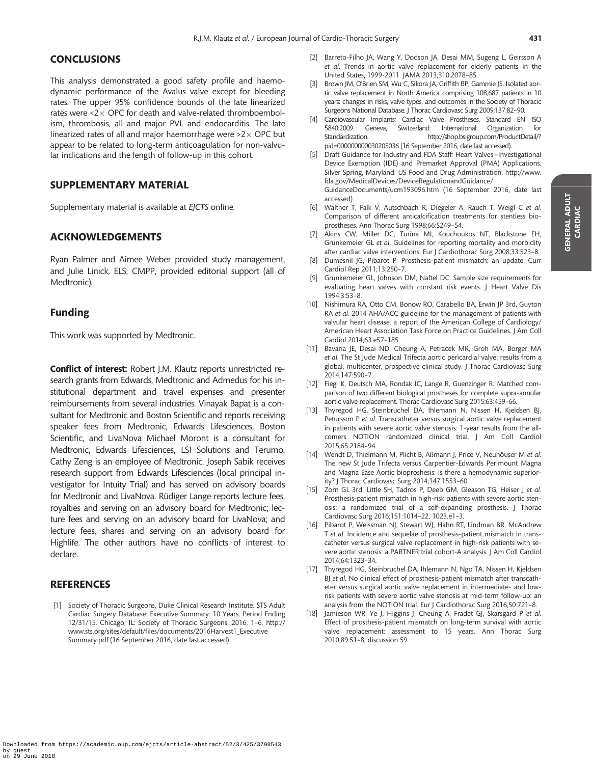## CONCLUSIONS

This analysis demonstrated a good safety profile and haemodynamic performance of the Avalus valve except for bleeding rates. The upper 95% confidence bounds of the late linearized rates were <2× OPC for death and valve-related thromboembolism, thrombosis, all and major PVL and endocarditis. The late linearized rates of all and major haemorrhage were >2× OPC but appear to be related to long-term anticoagulation for non-valvular indications and the length of follow-up in this cohort.

## SUPPLEMENTARY MATERIAL

Supplementary material is available at *EJCTS* online.

## ACKNOWLEDGEMENTS

Ryan Palmer and Aimee Weber provided study management, and Julie Linick, ELS, CMPP, provided editorial support (all of Medtronic).

## Funding

This work was supported by Medtronic.

**Conflict of interest:** Robert J.M. Klautz reports unrestricted research grants from Edwards, Medtronic and Admedus for his institutional department and travel expenses and presenter reimbursements from several industries. Vinayak Bapat is a consultant for Medtronic and Boston Scientific and reports receiving speaker fees from Medtronic, Edwards Lifesciences, Boston Scientific, and LivaNova Michael Moront is a consultant for Medtronic, Edwards Lifesciences, LSI Solutions and Terumo. Cathy Zeng is an employee of Medtronic. Joseph Sabik receives research support from Edwards Lifesciences (local principal investigator for Intuity Trial) and has served on advisory boards for Medtronic and LivaNova. Rüdiger Lange reports lecture fees, royalties and serving on an advisory board for Medtronic; lecture fees and serving on an advisory board for LivaNova; and lecture fees, shares and serving on an advisory board for Highlife. The other authors have no conflicts of interest to declare.

## REFERENCES

[1] Society of Thoracic Surgeons, Duke Clinical Research Institute. STS Adult Cardiac Surgery Database: Executive Summary: 10 Years: Period Ending 12/31/15. Chicago, IL: Society of Thoracic Surgeons, 2016, 1–6. http://www.sts.org/sites/default/files/documents/2016Harvest1_Executive Summary.pdf (16 September 2016, date last accessed).

[2] Barreto-Filho JA, Wang Y, Dodson JA, Desai MM, Sugeng L, Geirsson A *et al.* Trends in aortic valve replacement for elderly patients in the United States, 1999-2011. JAMA 2013;310:2078–85.

[3] Brown JM, O'Brien SM, Wu C, Sikora JA, Griffith BP, Gammie JS. Isolated aortic valve replacement in North America comprising 108,687 patients in 10 years: changes in risks, valve types, and outcomes in the Society of Thoracic Surgeons National Database. J Thorac Cardiovasc Surg 2009;137:82–90.

[4] Cardiovascular Implants: Cardiac Valve Prostheses. Standard EN ISO 5840:2009. Geneva, Switzerland: International Organization for Standardization. http://shop.bsigroup.com/ProductDetail/?pid=000000000030205036 (16 September 2016, date last accessed).

[5] Draft Guidance for Industry and FDA Staff: Heart Valves—Investigational Device Exemption (IDE) and Premarket Approval (PMA) Applications. Silver Spring, Maryland: US Food and Drug Administration. http://www.fda.gov/MedicalDevices/DeviceRegulationandGuidance/GuidanceDocuments/ucm193096.htm (16 September 2016, date last accessed).

[6] Walther T, Falk V, Autschbach R, Diegeler A, Rauch T, Weigl C *et al.* Comparison of different anticalcification treatments for stentless bioprostheses. Ann Thorac Surg 1998;66:S249–54.

[7] Akins CW, Miller DC, Turina MI, Kouchoukos NT, Blackstone EH, Grunkemeier GL *et al.* Guidelines for reporting mortality and morbidity after cardiac valve interventions. Eur J Cardiothorac Surg 2008;33:523–8.

[8] Dumesnil JG, Pibarot P. Prosthesis-patient mismatch: an update. Curr Cardiol Rep 2011;13:250–7.

[9] Grunkemeier GL, Johnson DM, Naftel DC. Sample size requirements for evaluating heart valves with constant risk events. J Heart Valve Dis 1994;3:53–8.

[10] Nishimura RA, Otto CM, Bonow RO, Carabello BA, Erwin JP 3rd, Guyton RA *et al.* 2014 AHA/ACC guideline for the management of patients with valvular heart disease: a report of the American College of Cardiology/American Heart Association Task Force on Practice Guidelines. J Am Coll Cardiol 2014;63:e57–185.

[11] Bavaria JE, Desai ND, Cheung A, Petracek MR, Groh MA, Borger MA *et al.* The St Jude Medical Trifecta aortic pericardial valve: results from a global, multicenter, prospective clinical study. J Thorac Cardiovasc Surg 2014;147:590–7.

[12] Fiegl K, Deutsch MA, Rondak IC, Lange R, Guenzinger R. Matched comparison of two different biological prostheses for complete supra-annular aortic valve replacement. Thorac Cardiovasc Surg 2015;63:459–66.

[13] Thyregod HG, Steinbruchel DA, Ihlemann N, Nissen H, Kjeldsen BJ, Petursson P *et al.* Transcatheter versus surgical aortic valve replacement in patients with severe aortic valve stenosis: 1-year results from the all-comers NOTION randomized clinical trial. J Am Coll Cardiol 2015;65:2184–94.

[14] Wendt D, Thielmann M, Plicht B, Aßmann J, Price V, Neuhðuser M *et al.* The new St Jude Trifecta versus Carpentier-Edwards Perimount Magna and Magna Ease Aortic bioproshesis: is there a hemodynamic superiority? J Thorac Cardiovasc Surg 2014;147:1553–60.

[15] Zorn GL 3rd, Little SH, Tadros P, Deeb GM, Gleason TG, Heiser J *et al.* Prosthesis-patient mismatch in high-risk patients with severe aortic stenosis: a randomized trial of a self-expanding prosthesis. J Thorac Cardiovasc Surg 2016;151:1014–22, 1023.e1–3.

[16] Pibarot P, Weissman NJ, Stewart WJ, Hahn RT, Lindman BR, McAndrew T *et al.* Incidence and sequelae of prosthesis-patient mismatch in transcatheter versus surgical valve replacement in high-risk patients with severe aortic stenosis: a PARTNER trial cohort-A analysis. J Am Coll Cardiol 2014;64:1323–34.

[17] Thyregod HG, Steinbruchel DA, Ihlemann N, Ngo TA, Nissen H, Kjeldsen BJ *et al.* No clinical effect of prosthesis-patient mismatch after transcatheter versus surgical aortic valve replacement in intermediate- and low-risk patients with severe aortic valve stenosis at mid-term follow-up: an analysis from the NOTION trial. Eur J Cardiothorac Surg 2016;50:721–8.

[18] Jamieson WR, Ye J, Higgins J, Cheung A, Fradet GJ, Skarsgard P *et al.* Effect of prosthesis-patient mismatch on long-term survival with aortic valve replacement: assessment to 15 years. Ann Thorac Surg 2010;89:51–8; discussion 59.